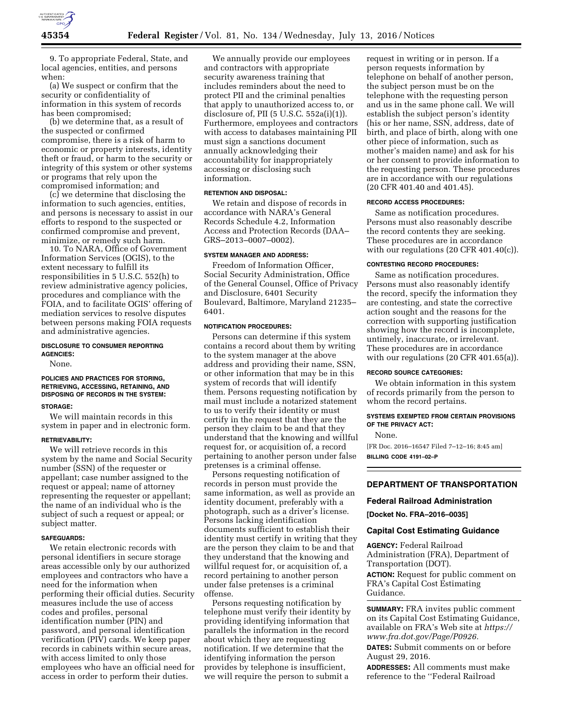9. To appropriate Federal, State, and local agencies, entities, and persons when:

(a) We suspect or confirm that the security or confidentiality of information in this system of records has been compromised;

(b) we determine that, as a result of the suspected or confirmed compromise, there is a risk of harm to economic or property interests, identity theft or fraud, or harm to the security or integrity of this system or other systems or programs that rely upon the compromised information; and

(c) we determine that disclosing the information to such agencies, entities, and persons is necessary to assist in our efforts to respond to the suspected or confirmed compromise and prevent, minimize, or remedy such harm.

10. To NARA, Office of Government Information Services (OGIS), to the extent necessary to fulfill its responsibilities in 5 U.S.C. 552(h) to review administrative agency policies, procedures and compliance with the FOIA, and to facilitate OGIS' offering of mediation services to resolve disputes between persons making FOIA requests and administrative agencies.

**DISCLOSURE TO CONSUMER REPORTING AGENCIES:**

None.

**POLICIES AND PRACTICES FOR STORING, RETRIEVING, ACCESSING, RETAINING, AND DISPOSING OF RECORDS IN THE SYSTEM:**

**STORAGE:**

We will maintain records in this system in paper and in electronic form.

**RETRIEVABILITY:**

We will retrieve records in this system by the name and Social Security number (SSN) of the requester or appellant; case number assigned to the request or appeal; name of attorney representing the requester or appellant; the name of an individual who is the subject of such a request or appeal; or subject matter.

**SAFEGUARDS:**

We retain electronic records with personal identifiers in secure storage areas accessible only by our authorized employees and contractors who have a need for the information when performing their official duties. Security measures include the use of access codes and profiles, personal identification number (PIN) and password, and personal identification verification (PIV) cards. We keep paper records in cabinets within secure areas, with access limited to only those employees who have an official need for access in order to perform their duties.

We annually provide our employees and contractors with appropriate security awareness training that includes reminders about the need to protect PII and the criminal penalties that apply to unauthorized access to, or disclosure of, PII (5 U.S.C. 552a(i)(1)). Furthermore, employees and contractors with access to databases maintaining PII must sign a sanctions document annually acknowledging their accountability for inappropriately accessing or disclosing such information.

**RETENTION AND DISPOSAL:**

We retain and dispose of records in accordance with NARA's General Records Schedule 4.2, Information Access and Protection Records (DAA–GRS–2013–0007–0002).

**SYSTEM MANAGER AND ADDRESS:**

Freedom of Information Officer, Social Security Administration, Office of the General Counsel, Office of Privacy and Disclosure, 6401 Security Boulevard, Baltimore, Maryland 21235–6401.

**NOTIFICATION PROCEDURES:**

Persons can determine if this system contains a record about them by writing to the system manager at the above address and providing their name, SSN, or other information that may be in this system of records that will identify them. Persons requesting notification by mail must include a notarized statement to us to verify their identity or must certify in the request that they are the person they claim to be and that they understand that the knowing and willful request for, or acquisition of, a record pertaining to another person under false pretenses is a criminal offense.

Persons requesting notification of records in person must provide the same information, as well as provide an identity document, preferably with a photograph, such as a driver's license. Persons lacking identification documents sufficient to establish their identity must certify in writing that they are the person they claim to be and that they understand that the knowing and willful request for, or acquisition of, a record pertaining to another person under false pretenses is a criminal offense.

Persons requesting notification by telephone must verify their identity by providing identifying information that parallels the information in the record about which they are requesting notification. If we determine that the identifying information the person provides by telephone is insufficient, we will require the person to submit a request in writing or in person. If a person requests information by telephone on behalf of another person, the subject person must be on the telephone with the requesting person and us in the same phone call. We will establish the subject person's identity (his or her name, SSN, address, date of birth, and place of birth, along with one other piece of information, such as mother's maiden name) and ask for his or her consent to provide information to the requesting person. These procedures are in accordance with our regulations (20 CFR 401.40 and 401.45).

**RECORD ACCESS PROCEDURES:**

Same as notification procedures. Persons must also reasonably describe the record contents they are seeking. These procedures are in accordance with our regulations (20 CFR 401.40(c)).

**CONTESTING RECORD PROCEDURES:**

Same as notification procedures. Persons must also reasonably identify the record, specify the information they are contesting, and state the corrective action sought and the reasons for the correction with supporting justification showing how the record is incomplete, untimely, inaccurate, or irrelevant. These procedures are in accordance with our regulations (20 CFR 401.65(a)).

**RECORD SOURCE CATEGORIES:**

We obtain information in this system of records primarily from the person to whom the record pertains.

**SYSTEMS EXEMPTED FROM CERTAIN PROVISIONS OF THE PRIVACY ACT:**

None.

[FR Doc. 2016–16547 Filed 7–12–16; 8:45 am]

**BILLING CODE 4191–02–P**

---

## DEPARTMENT OF TRANSPORTATION

### Federal Railroad Administration

**[Docket No. FRA–2016–0035]**

### Capital Cost Estimating Guidance

**AGENCY:** Federal Railroad Administration (FRA), Department of Transportation (DOT).

**ACTION:** Request for public comment on FRA's Capital Cost Estimating Guidance.

**SUMMARY:** FRA invites public comment on its Capital Cost Estimating Guidance, available on FRA's Web site at *https://www.fra.dot.gov/Page/P0926.*

**DATES:** Submit comments on or before August 29, 2016.

**ADDRESSES:** All comments must make reference to the ''Federal Railroad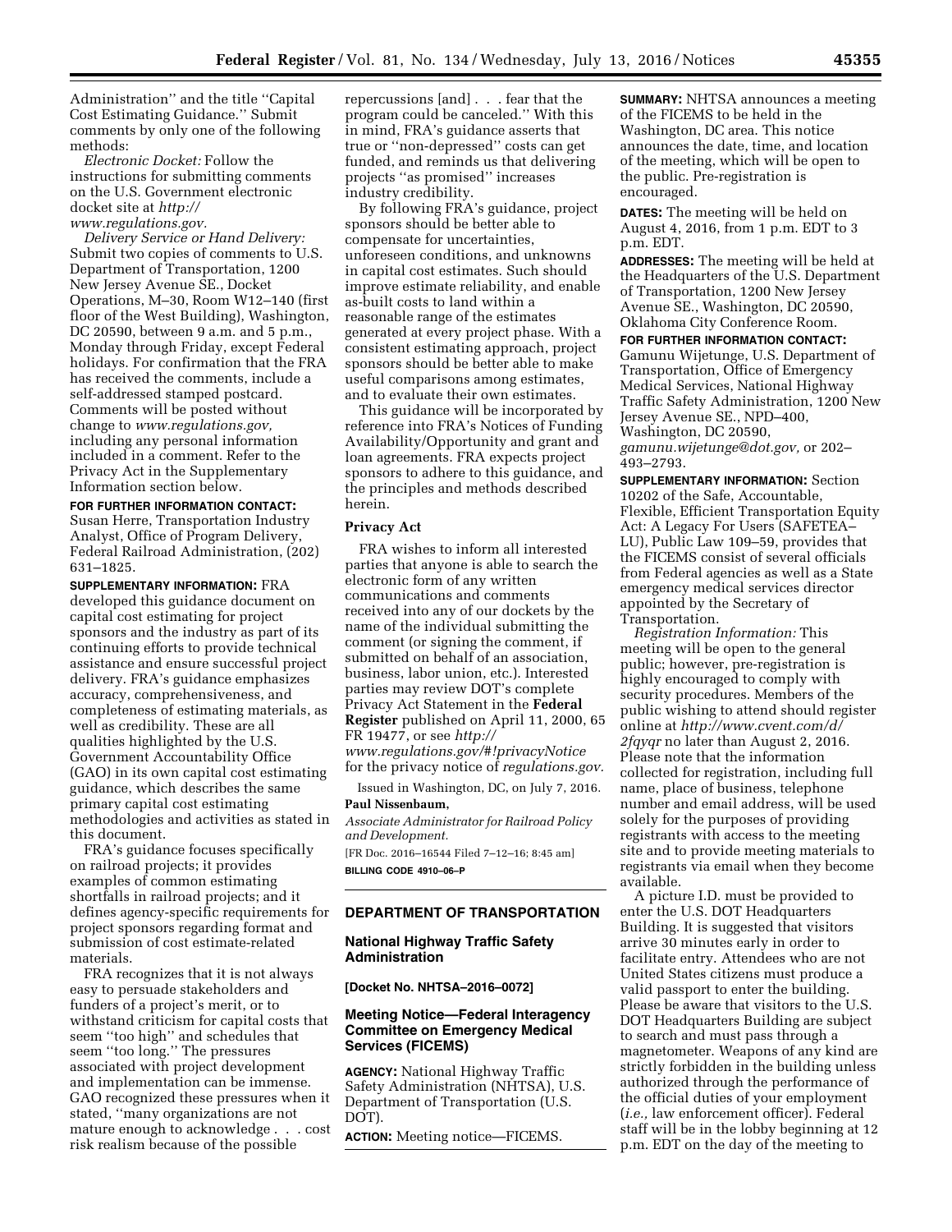Administration'' and the title ''Capital Cost Estimating Guidance.'' Submit comments by only one of the following methods:

*Electronic Docket:* Follow the instructions for submitting comments on the U.S. Government electronic docket site at *http://www.regulations.gov.*

*Delivery Service or Hand Delivery:* Submit two copies of comments to U.S. Department of Transportation, 1200 New Jersey Avenue SE., Docket Operations, M–30, Room W12–140 (first floor of the West Building), Washington, DC 20590, between 9 a.m. and 5 p.m., Monday through Friday, except Federal holidays. For confirmation that the FRA has received the comments, include a self-addressed stamped postcard. Comments will be posted without change to *www.regulations.gov,* including any personal information included in a comment. Refer to the Privacy Act in the Supplementary Information section below.

**FOR FURTHER INFORMATION CONTACT:** Susan Herre, Transportation Industry Analyst, Office of Program Delivery, Federal Railroad Administration, (202) 631–1825.

**SUPPLEMENTARY INFORMATION:** FRA developed this guidance document on capital cost estimating for project sponsors and the industry as part of its continuing efforts to provide technical assistance and ensure successful project delivery. FRA's guidance emphasizes accuracy, comprehensiveness, and completeness of estimating materials, as well as credibility. These are all qualities highlighted by the U.S. Government Accountability Office (GAO) in its own capital cost estimating guidance, which describes the same primary capital cost estimating methodologies and activities as stated in this document.

FRA's guidance focuses specifically on railroad projects; it provides examples of common estimating shortfalls in railroad projects; and it defines agency-specific requirements for project sponsors regarding format and submission of cost estimate-related materials.

FRA recognizes that it is not always easy to persuade stakeholders and funders of a project's merit, or to withstand criticism for capital costs that seem ''too high'' and schedules that seem ''too long.'' The pressures associated with project development and implementation can be immense. GAO recognized these pressures when it stated, ''many organizations are not mature enough to acknowledge . . . cost risk realism because of the possible repercussions [and] . . . fear that the program could be canceled.'' With this in mind, FRA's guidance asserts that true or ''non-depressed'' costs can get funded, and reminds us that delivering projects ''as promised'' increases industry credibility.

By following FRA's guidance, project sponsors should be better able to compensate for uncertainties, unforeseen conditions, and unknowns in capital cost estimates. Such should improve estimate reliability, and enable as-built costs to land within a reasonable range of the estimates generated at every project phase. With a consistent estimating approach, project sponsors should be better able to make useful comparisons among estimates, and to evaluate their own estimates.

This guidance will be incorporated by reference into FRA's Notices of Funding Availability/Opportunity and grant and loan agreements. FRA expects project sponsors to adhere to this guidance, and the principles and methods described herein.

## Privacy Act

FRA wishes to inform all interested parties that anyone is able to search the electronic form of any written communications and comments received into any of our dockets by the name of the individual submitting the comment (or signing the comment, if submitted on behalf of an association, business, labor union, etc.). Interested parties may review DOT's complete Privacy Act Statement in the **Federal Register** published on April 11, 2000, 65 FR 19477, or see *http://www.regulations.gov/#!privacyNotice* for the privacy notice of *regulations.gov.*

Issued in Washington, DC, on July 7, 2016.

**Paul Nissenbaum,**

*Associate Administrator for Railroad Policy and Development.*

[FR Doc. 2016–16544 Filed 7–12–16; 8:45 am]

**BILLING CODE 4910–06–P**

## DEPARTMENT OF TRANSPORTATION

### National Highway Traffic Safety Administration

**[Docket No. NHTSA–2016–0072]**

### Meeting Notice—Federal Interagency Committee on Emergency Medical Services (FICEMS)

**AGENCY:** National Highway Traffic Safety Administration (NHTSA), U.S. Department of Transportation (U.S. DOT).

**ACTION:** Meeting notice—FICEMS.

**SUMMARY:** NHTSA announces a meeting of the FICEMS to be held in the Washington, DC area. This notice announces the date, time, and location of the meeting, which will be open to the public. Pre-registration is encouraged.

**DATES:** The meeting will be held on August 4, 2016, from 1 p.m. EDT to 3 p.m. EDT.

**ADDRESSES:** The meeting will be held at the Headquarters of the U.S. Department of Transportation, 1200 New Jersey Avenue SE., Washington, DC 20590, Oklahoma City Conference Room.

**FOR FURTHER INFORMATION CONTACT:** Gamunu Wijetunge, U.S. Department of Transportation, Office of Emergency Medical Services, National Highway Traffic Safety Administration, 1200 New Jersey Avenue SE., NPD–400, Washington, DC 20590, *gamunu.wijetunge@dot.gov,* or 202–493–2793.

**SUPPLEMENTARY INFORMATION:** Section 10202 of the Safe, Accountable, Flexible, Efficient Transportation Equity Act: A Legacy For Users (SAFETEA–LU), Public Law 109–59, provides that the FICEMS consist of several officials from Federal agencies as well as a State emergency medical services director appointed by the Secretary of Transportation.

*Registration Information:* This meeting will be open to the general public; however, pre-registration is highly encouraged to comply with security procedures. Members of the public wishing to attend should register online at *http://www.cvent.com/d/2fqyqr* no later than August 2, 2016. Please note that the information collected for registration, including full name, place of business, telephone number and email address, will be used solely for the purposes of providing registrants with access to the meeting site and to provide meeting materials to registrants via email when they become available.

A picture I.D. must be provided to enter the U.S. DOT Headquarters Building. It is suggested that visitors arrive 30 minutes early in order to facilitate entry. Attendees who are not United States citizens must produce a valid passport to enter the building. Please be aware that visitors to the U.S. DOT Headquarters Building are subject to search and must pass through a magnetometer. Weapons of any kind are strictly forbidden in the building unless authorized through the performance of the official duties of your employment (*i.e.,* law enforcement officer). Federal staff will be in the lobby beginning at 12 p.m. EDT on the day of the meeting to